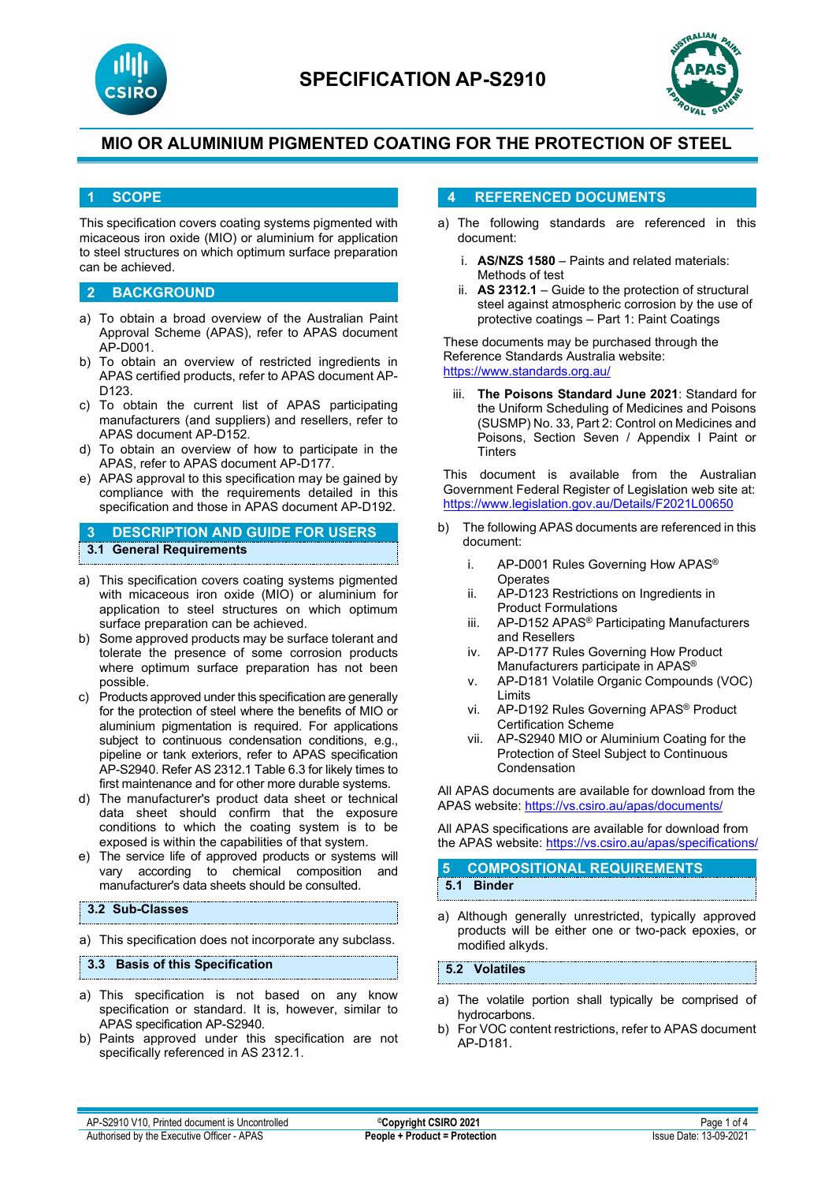# SPECIFICATION AP-S2910

## MIO OR ALUMINIUM PIGMENTED COATING FOR THE PROTECTION OF STEEL

## 1 SCOPE

This specification covers coating systems pigmented with micaceous iron oxide (MIO) or aluminium for application to steel structures on which optimum surface preparation can be achieved.

## 2 BACKGROUND

a) To obtain a broad overview of the Australian Paint Approval Scheme (APAS), refer to APAS document AP-D001.
b) To obtain an overview of restricted ingredients in APAS certified products, refer to APAS document AP-D123.
c) To obtain the current list of APAS participating manufacturers (and suppliers) and resellers, refer to APAS document AP-D152.
d) To obtain an overview of how to participate in the APAS, refer to APAS document AP-D177.
e) APAS approval to this specification may be gained by compliance with the requirements detailed in this specification and those in APAS document AP-D192.

## 3 DESCRIPTION AND GUIDE FOR USERS

### 3.1 General Requirements

a) This specification covers coating systems pigmented with micaceous iron oxide (MIO) or aluminium for application to steel structures on which optimum surface preparation can be achieved.
b) Some approved products may be surface tolerant and tolerate the presence of some corrosion products where optimum surface preparation has not been possible.
c) Products approved under this specification are generally for the protection of steel where the benefits of MIO or aluminium pigmentation is required. For applications subject to continuous condensation conditions, e.g., pipeline or tank exteriors, refer to APAS specification AP-S2940. Refer AS 2312.1 Table 6.3 for likely times to first maintenance and for other more durable systems.
d) The manufacturer's product data sheet or technical data sheet should confirm that the exposure conditions to which the coating system is to be exposed is within the capabilities of that system.
e) The service life of approved products or systems will vary according to chemical composition and manufacturer's data sheets should be consulted.

### 3.2 Sub-Classes

a) This specification does not incorporate any subclass.

### 3.3 Basis of this Specification

a) This specification is not based on any know specification or standard. It is, however, similar to APAS specification AP-S2940.
b) Paints approved under this specification are not specifically referenced in AS 2312.1.

## 4 REFERENCED DOCUMENTS

a) The following standards are referenced in this document:

   i. **AS/NZS 1580** – Paints and related materials: Methods of test
   ii. **AS 2312.1** – Guide to the protection of structural steel against atmospheric corrosion by the use of protective coatings – Part 1: Paint Coatings

These documents may be purchased through the Reference Standards Australia website: https://www.standards.org.au/

   iii. **The Poisons Standard June 2021**: Standard for the Uniform Scheduling of Medicines and Poisons (SUSMP) No. 33, Part 2: Control on Medicines and Poisons, Section Seven / Appendix I Paint or Tinters

This document is available from the Australian Government Federal Register of Legislation web site at: https://www.legislation.gov.au/Details/F2021L00650

b) The following APAS documents are referenced in this document:

   i. AP-D001 Rules Governing How APAS® Operates
   ii. AP-D123 Restrictions on Ingredients in Product Formulations
   iii. AP-D152 APAS® Participating Manufacturers and Resellers
   iv. AP-D177 Rules Governing How Product Manufacturers participate in APAS®
   v. AP-D181 Volatile Organic Compounds (VOC) Limits
   vi. AP-D192 Rules Governing APAS® Product Certification Scheme
   vii. AP-S2940 MIO or Aluminium Coating for the Protection of Steel Subject to Continuous Condensation

All APAS documents are available for download from the APAS website: https://vs.csiro.au/apas/documents/

All APAS specifications are available for download from the APAS website: https://vs.csiro.au/apas/specifications/

## 5 COMPOSITIONAL REQUIREMENTS

### 5.1 Binder

a) Although generally unrestricted, typically approved products will be either one or two-pack epoxies, or modified alkyds.

### 5.2 Volatiles

a) The volatile portion shall typically be comprised of hydrocarbons.
b) For VOC content restrictions, refer to APAS document AP-D181.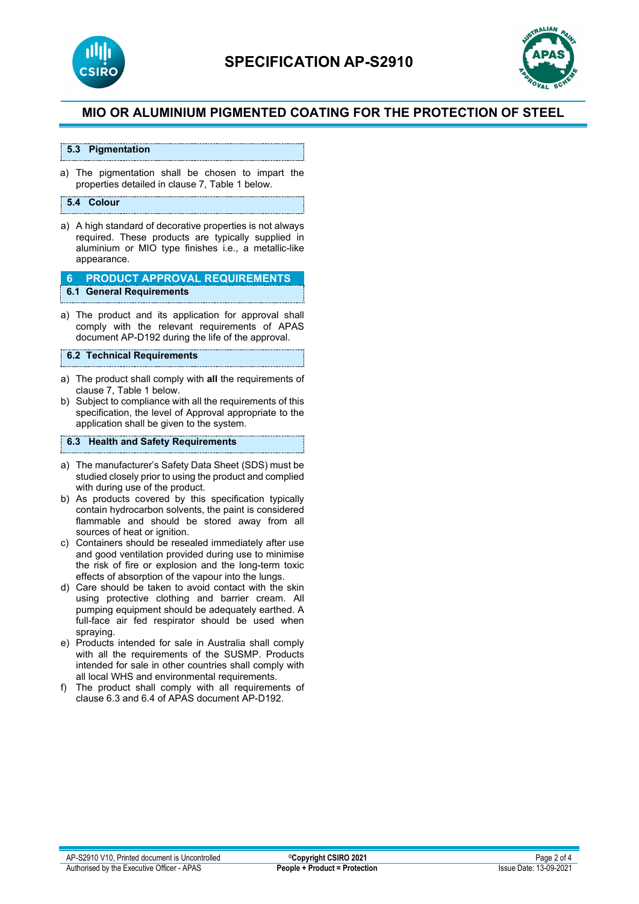### 5.3 Pigmentation

a) The pigmentation shall be chosen to impart the properties detailed in clause 7, Table 1 below.

### 5.4 Colour

a) A high standard of decorative properties is not always required. These products are typically supplied in aluminium or MIO type finishes i.e., a metallic-like appearance.

## 6 PRODUCT APPROVAL REQUIREMENTS

### 6.1 General Requirements

a) The product and its application for approval shall comply with the relevant requirements of APAS document AP-D192 during the life of the approval.

### 6.2 Technical Requirements

a) The product shall comply with **all** the requirements of clause 7, Table 1 below.
b) Subject to compliance with all the requirements of this specification, the level of Approval appropriate to the application shall be given to the system.

### 6.3 Health and Safety Requirements

a) The manufacturer's Safety Data Sheet (SDS) must be studied closely prior to using the product and complied with during use of the product.
b) As products covered by this specification typically contain hydrocarbon solvents, the paint is considered flammable and should be stored away from all sources of heat or ignition.
c) Containers should be resealed immediately after use and good ventilation provided during use to minimise the risk of fire or explosion and the long-term toxic effects of absorption of the vapour into the lungs.
d) Care should be taken to avoid contact with the skin using protective clothing and barrier cream. All pumping equipment should be adequately earthed. A full-face air fed respirator should be used when spraying.
e) Products intended for sale in Australia shall comply with all the requirements of the SUSMP. Products intended for sale in other countries shall comply with all local WHS and environmental requirements.
f) The product shall comply with all requirements of clause 6.3 and 6.4 of APAS document AP-D192.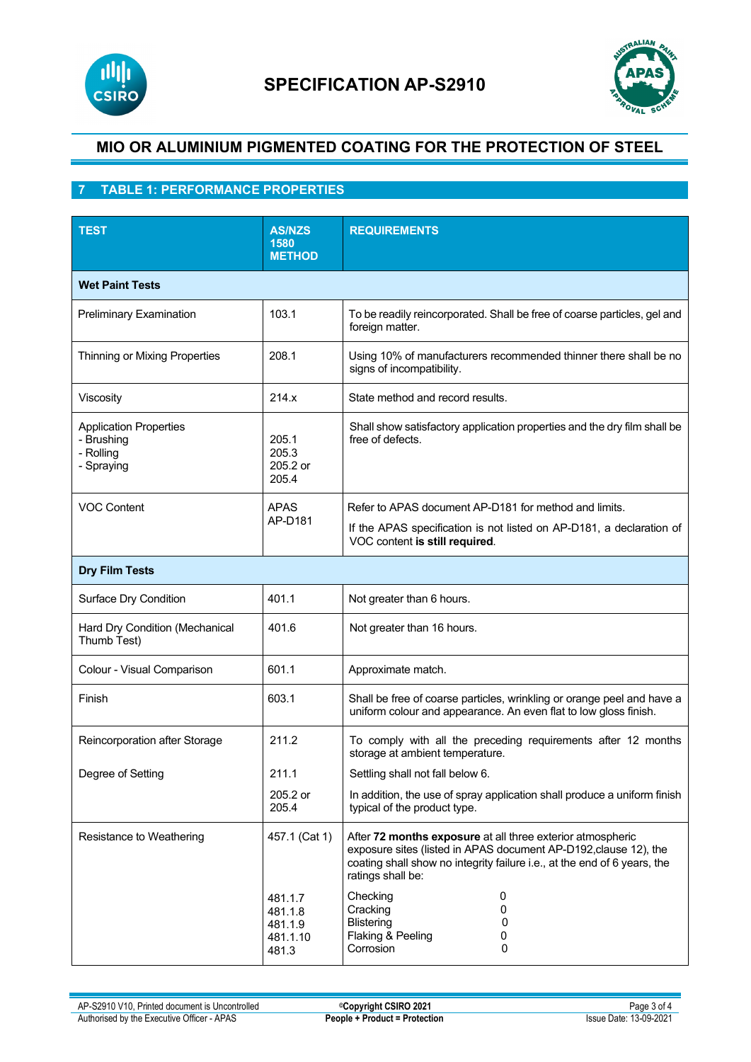# SPECIFICATION AP-S2910

## MIO OR ALUMINIUM PIGMENTED COATING FOR THE PROTECTION OF STEEL

## 7 TABLE 1: PERFORMANCE PROPERTIES

| TEST | AS/NZS 1580 METHOD | REQUIREMENTS |
|---|---|---|
| **Wet Paint Tests** | | |
| Preliminary Examination | 103.1 | To be readily reincorporated. Shall be free of coarse particles, gel and foreign matter. |
| Thinning or Mixing Properties | 208.1 | Using 10% of manufacturers recommended thinner there shall be no signs of incompatibility. |
| Viscosity | 214.x | State method and record results. |
| Application Properties<br>- Brushing<br>- Rolling<br>- Spraying | 205.1<br>205.3<br>205.2 or 205.4 | Shall show satisfactory application properties and the dry film shall be free of defects. |
| VOC Content | APAS AP-D181 | Refer to APAS document AP-D181 for method and limits.<br>If the APAS specification is not listed on AP-D181, a declaration of VOC content **is still required**. |
| **Dry Film Tests** | | |
| Surface Dry Condition | 401.1 | Not greater than 6 hours. |
| Hard Dry Condition (Mechanical Thumb Test) | 401.6 | Not greater than 16 hours. |
| Colour - Visual Comparison | 601.1 | Approximate match. |
| Finish | 603.1 | Shall be free of coarse particles, wrinkling or orange peel and have a uniform colour and appearance. An even flat to low gloss finish. |
| Reincorporation after Storage<br><br>Degree of Setting | 211.2<br><br>211.1<br><br>205.2 or 205.4 | To comply with all the preceding requirements after 12 months storage at ambient temperature.<br><br>Settling shall not fall below 6.<br><br>In addition, the use of spray application shall produce a uniform finish typical of the product type. |
| Resistance to Weathering | 457.1 (Cat 1)<br><br>481.1.7<br>481.1.8<br>481.1.9<br>481.1.10<br>481.3 | After **72 months exposure** at all three exterior atmospheric exposure sites (listed in APAS document AP-D192,clause 12), the coating shall show no integrity failure i.e., at the end of 6 years, the ratings shall be:<br><br>Checking 0<br>Cracking 0<br>Blistering 0<br>Flaking & Peeling 0<br>Corrosion 0 |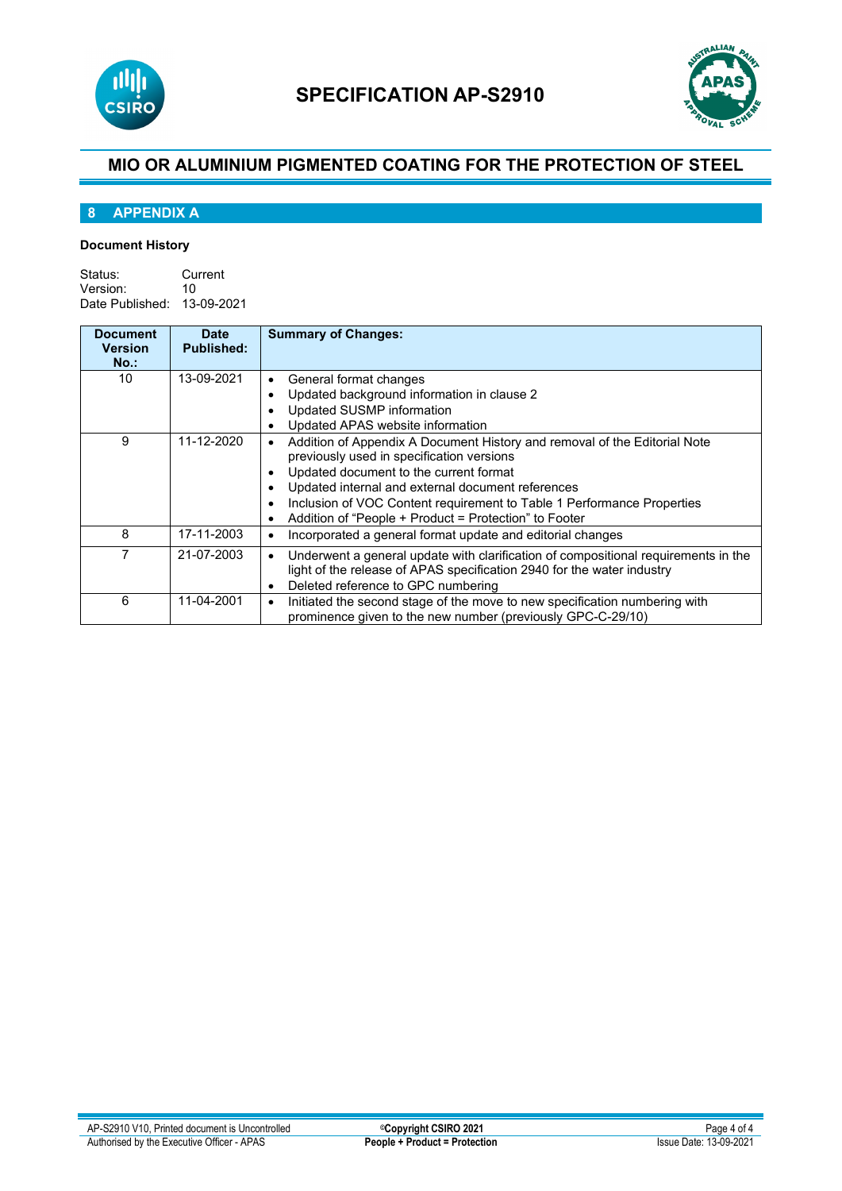## 8 APPENDIX A

**Document History**

Status: Current
Version: 10
Date Published: 13-09-2021

| Document Version No.: | Date Published: | Summary of Changes: |
|---|---|---|
| 10 | 13-09-2021 | • General format changes<br>• Updated background information in clause 2<br>• Updated SUSMP information<br>• Updated APAS website information |
| 9 | 11-12-2020 | • Addition of Appendix A Document History and removal of the Editorial Note previously used in specification versions<br>• Updated document to the current format<br>• Updated internal and external document references<br>• Inclusion of VOC Content requirement to Table 1 Performance Properties<br>• Addition of “People + Product = Protection” to Footer |
| 8 | 17-11-2003 | • Incorporated a general format update and editorial changes |
| 7 | 21-07-2003 | • Underwent a general update with clarification of compositional requirements in the light of the release of APAS specification 2940 for the water industry<br>• Deleted reference to GPC numbering |
| 6 | 11-04-2001 | • Initiated the second stage of the move to new specification numbering with prominence given to the new number (previously GPC-C-29/10) |